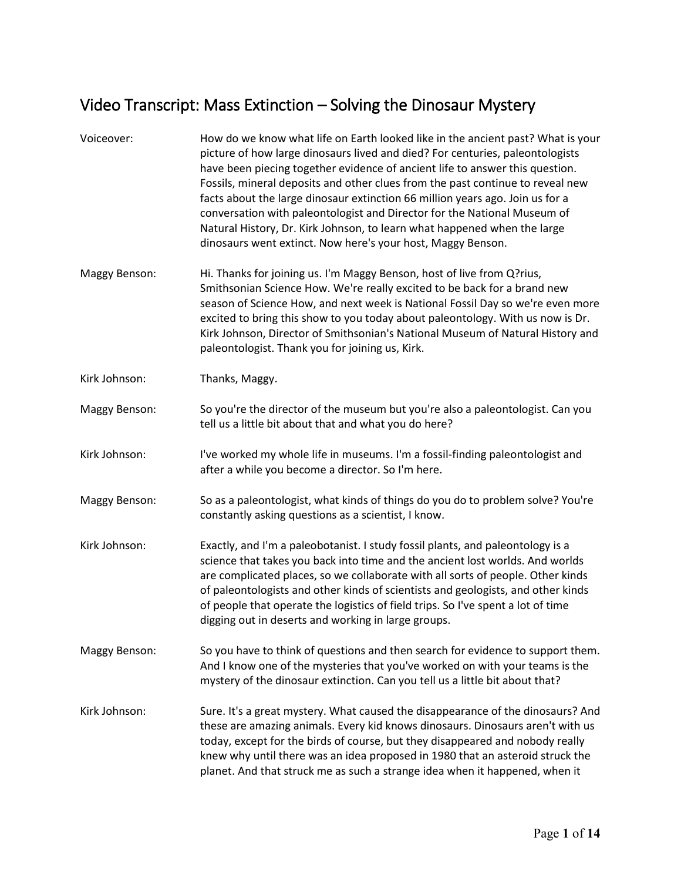# Video Transcript: Mass Extinction – Solving the Dinosaur Mystery

**Voiceover:** How do we know what life on Earth looked like in the ancient past? What is your picture of how large dinosaurs lived and died? For centuries, paleontologists have been piecing together evidence of ancient life to answer this question. Fossils, mineral deposits and other clues from the past continue to reveal new facts about the large dinosaur extinction 66 million years ago. Join us for a conversation with paleontologist and Director for the National Museum of Natural History, Dr. Kirk Johnson, to learn what happened when the large dinosaurs went extinct. Now here's your host, Maggy Benson.

**Maggy Benson:** Hi. Thanks for joining us. I'm Maggy Benson, host of live from Q?rius, Smithsonian Science How. We're really excited to be back for a brand new season of Science How, and next week is National Fossil Day so we're even more excited to bring this show to you today about paleontology. With us now is Dr. Kirk Johnson, Director of Smithsonian's National Museum of Natural History and paleontologist. Thank you for joining us, Kirk.

**Kirk Johnson:** Thanks, Maggy.

**Maggy Benson:** So you're the director of the museum but you're also a paleontologist. Can you tell us a little bit about that and what you do here?

**Kirk Johnson:** I've worked my whole life in museums. I'm a fossil-finding paleontologist and after a while you become a director. So I'm here.

**Maggy Benson:** So as a paleontologist, what kinds of things do you do to problem solve? You're constantly asking questions as a scientist, I know.

**Kirk Johnson:** Exactly, and I'm a paleobotanist. I study fossil plants, and paleontology is a science that takes you back into time and the ancient lost worlds. And worlds are complicated places, so we collaborate with all sorts of people. Other kinds of paleontologists and other kinds of scientists and geologists, and other kinds of people that operate the logistics of field trips. So I've spent a lot of time digging out in deserts and working in large groups.

**Maggy Benson:** So you have to think of questions and then search for evidence to support them. And I know one of the mysteries that you've worked on with your teams is the mystery of the dinosaur extinction. Can you tell us a little bit about that?

**Kirk Johnson:** Sure. It's a great mystery. What caused the disappearance of the dinosaurs? And these are amazing animals. Every kid knows dinosaurs. Dinosaurs aren't with us today, except for the birds of course, but they disappeared and nobody really knew why until there was an idea proposed in 1980 that an asteroid struck the planet. And that struck me as such a strange idea when it happened, when it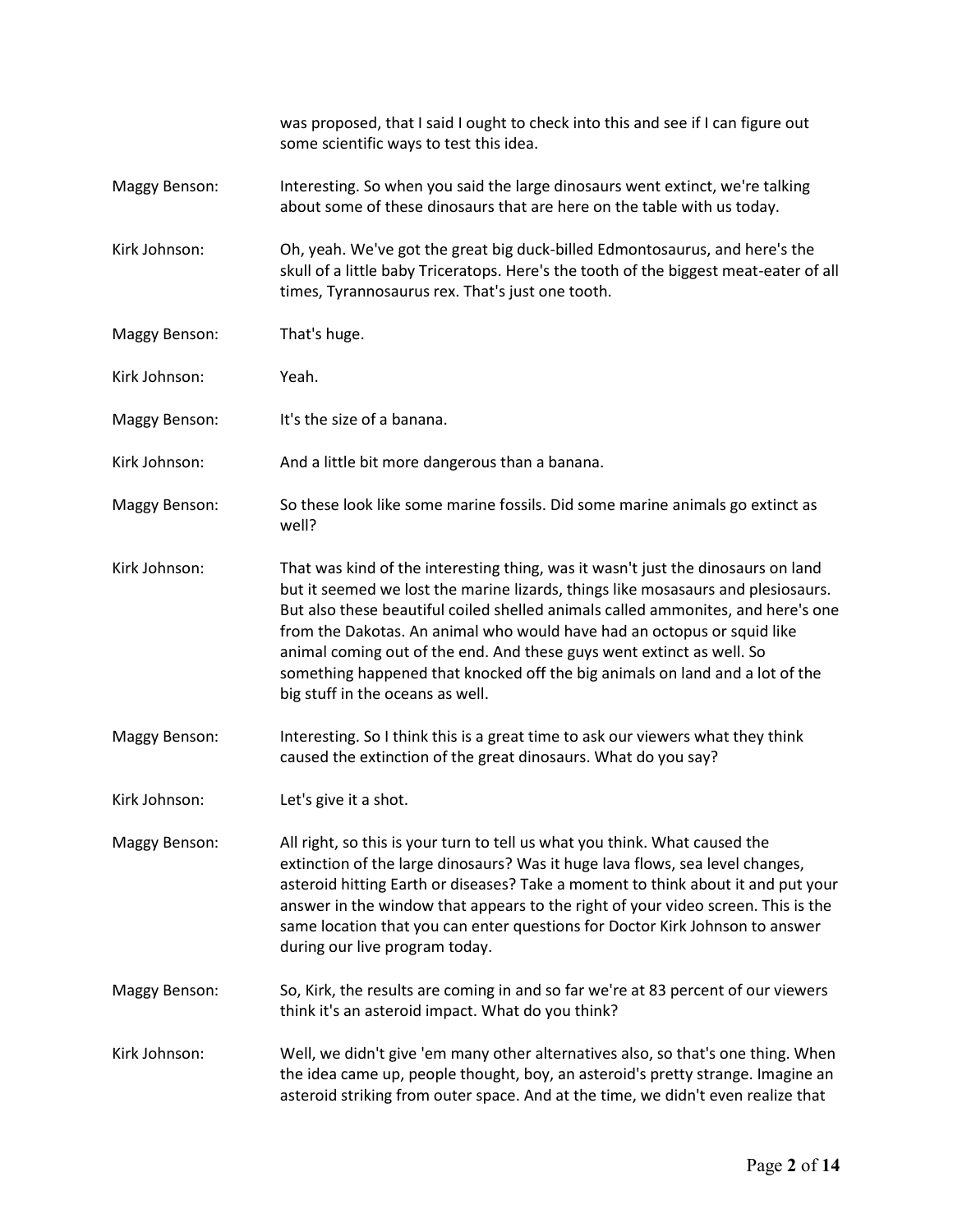was proposed, that I said I ought to check into this and see if I can figure out some scientific ways to test this idea.

**Maggy Benson:** Interesting. So when you said the large dinosaurs went extinct, we're talking about some of these dinosaurs that are here on the table with us today.

**Kirk Johnson:** Oh, yeah. We've got the great big duck-billed Edmontosaurus, and here's the skull of a little baby Triceratops. Here's the tooth of the biggest meat-eater of all times, Tyrannosaurus rex. That's just one tooth.

**Maggy Benson:** That's huge.

**Kirk Johnson:** Yeah.

**Maggy Benson:** It's the size of a banana.

**Kirk Johnson:** And a little bit more dangerous than a banana.

**Maggy Benson:** So these look like some marine fossils. Did some marine animals go extinct as well?

**Kirk Johnson:** That was kind of the interesting thing, was it wasn't just the dinosaurs on land but it seemed we lost the marine lizards, things like mosasaurs and plesiosaurs. But also these beautiful coiled shelled animals called ammonites, and here's one from the Dakotas. An animal who would have had an octopus or squid like animal coming out of the end. And these guys went extinct as well. So something happened that knocked off the big animals on land and a lot of the big stuff in the oceans as well.

**Maggy Benson:** Interesting. So I think this is a great time to ask our viewers what they think caused the extinction of the great dinosaurs. What do you say?

**Kirk Johnson:** Let's give it a shot.

**Maggy Benson:** All right, so this is your turn to tell us what you think. What caused the extinction of the large dinosaurs? Was it huge lava flows, sea level changes, asteroid hitting Earth or diseases? Take a moment to think about it and put your answer in the window that appears to the right of your video screen. This is the same location that you can enter questions for Doctor Kirk Johnson to answer during our live program today.

**Maggy Benson:** So, Kirk, the results are coming in and so far we're at 83 percent of our viewers think it's an asteroid impact. What do you think?

**Kirk Johnson:** Well, we didn't give 'em many other alternatives also, so that's one thing. When the idea came up, people thought, boy, an asteroid's pretty strange. Imagine an asteroid striking from outer space. And at the time, we didn't even realize that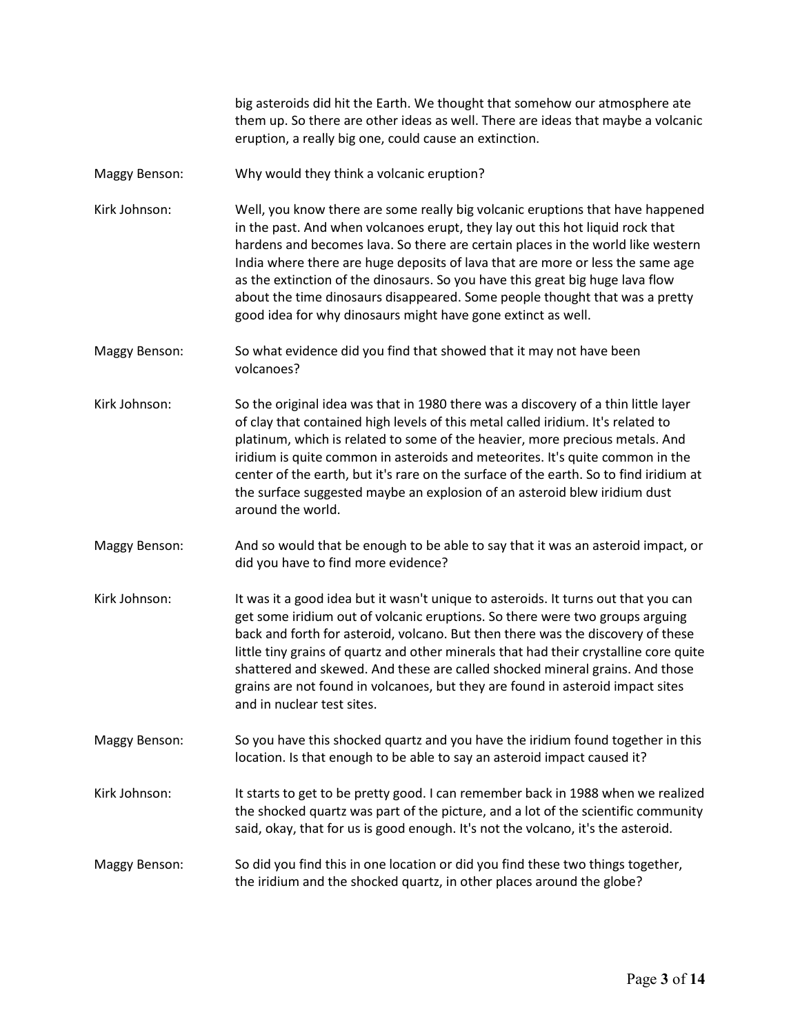big asteroids did hit the Earth. We thought that somehow our atmosphere ate them up. So there are other ideas as well. There are ideas that maybe a volcanic eruption, a really big one, could cause an extinction.

Maggy Benson: Why would they think a volcanic eruption?

Kirk Johnson: Well, you know there are some really big volcanic eruptions that have happened in the past. And when volcanoes erupt, they lay out this hot liquid rock that hardens and becomes lava. So there are certain places in the world like western India where there are huge deposits of lava that are more or less the same age as the extinction of the dinosaurs. So you have this great big huge lava flow about the time dinosaurs disappeared. Some people thought that was a pretty good idea for why dinosaurs might have gone extinct as well.

Maggy Benson: So what evidence did you find that showed that it may not have been volcanoes?

Kirk Johnson: So the original idea was that in 1980 there was a discovery of a thin little layer of clay that contained high levels of this metal called iridium. It's related to platinum, which is related to some of the heavier, more precious metals. And iridium is quite common in asteroids and meteorites. It's quite common in the center of the earth, but it's rare on the surface of the earth. So to find iridium at the surface suggested maybe an explosion of an asteroid blew iridium dust around the world.

Maggy Benson: And so would that be enough to be able to say that it was an asteroid impact, or did you have to find more evidence?

Kirk Johnson: It was it a good idea but it wasn't unique to asteroids. It turns out that you can get some iridium out of volcanic eruptions. So there were two groups arguing back and forth for asteroid, volcano. But then there was the discovery of these little tiny grains of quartz and other minerals that had their crystalline core quite shattered and skewed. And these are called shocked mineral grains. And those grains are not found in volcanoes, but they are found in asteroid impact sites and in nuclear test sites.

Maggy Benson: So you have this shocked quartz and you have the iridium found together in this location. Is that enough to be able to say an asteroid impact caused it?

Kirk Johnson: It starts to get to be pretty good. I can remember back in 1988 when we realized the shocked quartz was part of the picture, and a lot of the scientific community said, okay, that for us is good enough. It's not the volcano, it's the asteroid.

Maggy Benson: So did you find this in one location or did you find these two things together, the iridium and the shocked quartz, in other places around the globe?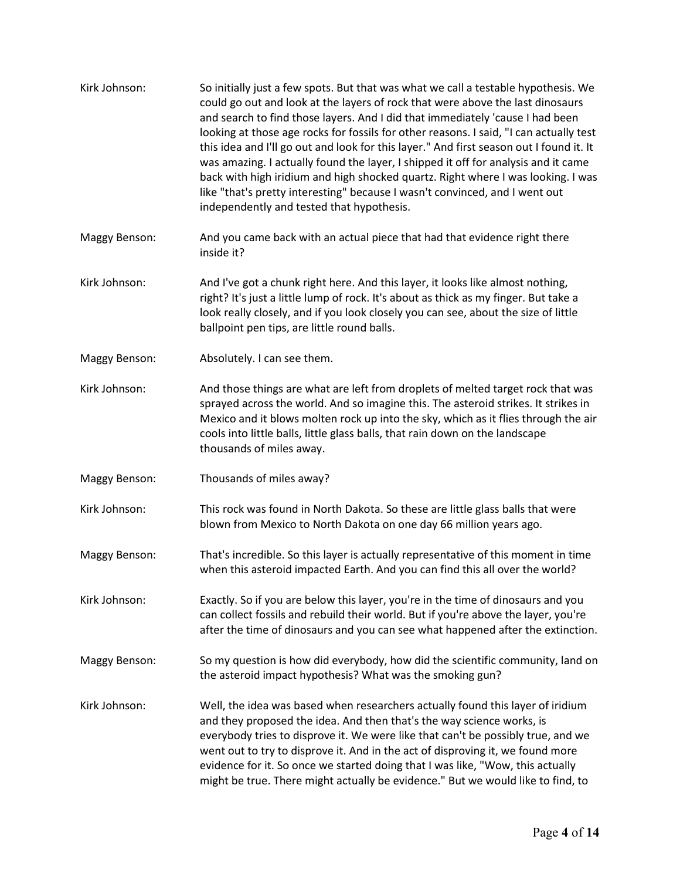**Kirk Johnson:** So initially just a few spots. But that was what we call a testable hypothesis. We could go out and look at the layers of rock that were above the last dinosaurs and search to find those layers. And I did that immediately 'cause I had been looking at those age rocks for fossils for other reasons. I said, "I can actually test this idea and I'll go out and look for this layer." And first season out I found it. It was amazing. I actually found the layer, I shipped it off for analysis and it came back with high iridium and high shocked quartz. Right where I was looking. I was like "that's pretty interesting" because I wasn't convinced, and I went out independently and tested that hypothesis.

**Maggy Benson:** And you came back with an actual piece that had that evidence right there inside it?

**Kirk Johnson:** And I've got a chunk right here. And this layer, it looks like almost nothing, right? It's just a little lump of rock. It's about as thick as my finger. But take a look really closely, and if you look closely you can see, about the size of little ballpoint pen tips, are little round balls.

**Maggy Benson:** Absolutely. I can see them.

**Kirk Johnson:** And those things are what are left from droplets of melted target rock that was sprayed across the world. And so imagine this. The asteroid strikes. It strikes in Mexico and it blows molten rock up into the sky, which as it flies through the air cools into little balls, little glass balls, that rain down on the landscape thousands of miles away.

**Maggy Benson:** Thousands of miles away?

**Kirk Johnson:** This rock was found in North Dakota. So these are little glass balls that were blown from Mexico to North Dakota on one day 66 million years ago.

**Maggy Benson:** That's incredible. So this layer is actually representative of this moment in time when this asteroid impacted Earth. And you can find this all over the world?

**Kirk Johnson:** Exactly. So if you are below this layer, you're in the time of dinosaurs and you can collect fossils and rebuild their world. But if you're above the layer, you're after the time of dinosaurs and you can see what happened after the extinction.

**Maggy Benson:** So my question is how did everybody, how did the scientific community, land on the asteroid impact hypothesis? What was the smoking gun?

**Kirk Johnson:** Well, the idea was based when researchers actually found this layer of iridium and they proposed the idea. And then that's the way science works, is everybody tries to disprove it. We were like that can't be possibly true, and we went out to try to disprove it. And in the act of disproving it, we found more evidence for it. So once we started doing that I was like, "Wow, this actually might be true. There might actually be evidence." But we would like to find, to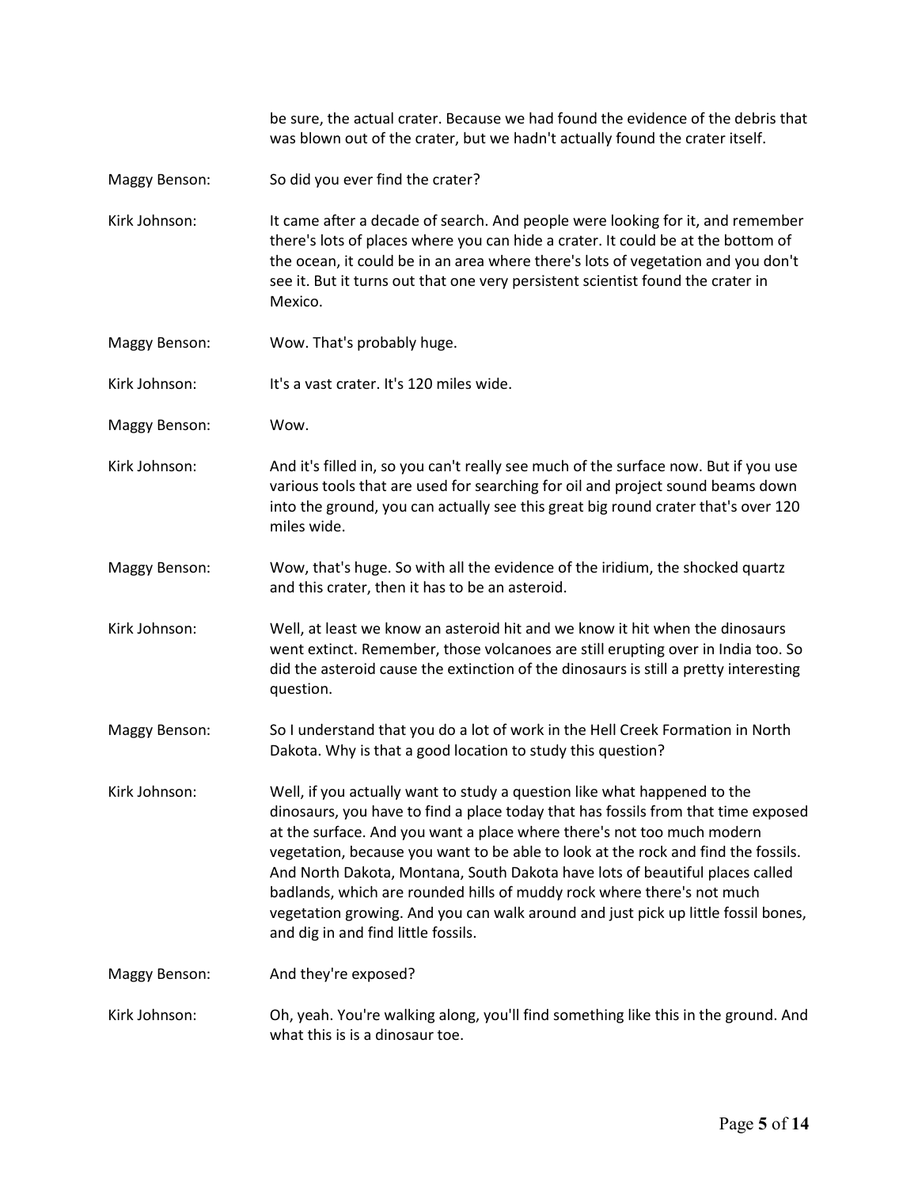be sure, the actual crater. Because we had found the evidence of the debris that was blown out of the crater, but we hadn't actually found the crater itself.

**Maggy Benson:** So did you ever find the crater?

**Kirk Johnson:** It came after a decade of search. And people were looking for it, and remember there's lots of places where you can hide a crater. It could be at the bottom of the ocean, it could be in an area where there's lots of vegetation and you don't see it. But it turns out that one very persistent scientist found the crater in Mexico.

**Maggy Benson:** Wow. That's probably huge.

**Kirk Johnson:** It's a vast crater. It's 120 miles wide.

**Maggy Benson:** Wow.

**Kirk Johnson:** And it's filled in, so you can't really see much of the surface now. But if you use various tools that are used for searching for oil and project sound beams down into the ground, you can actually see this great big round crater that's over 120 miles wide.

**Maggy Benson:** Wow, that's huge. So with all the evidence of the iridium, the shocked quartz and this crater, then it has to be an asteroid.

**Kirk Johnson:** Well, at least we know an asteroid hit and we know it hit when the dinosaurs went extinct. Remember, those volcanoes are still erupting over in India too. So did the asteroid cause the extinction of the dinosaurs is still a pretty interesting question.

**Maggy Benson:** So I understand that you do a lot of work in the Hell Creek Formation in North Dakota. Why is that a good location to study this question?

**Kirk Johnson:** Well, if you actually want to study a question like what happened to the dinosaurs, you have to find a place today that has fossils from that time exposed at the surface. And you want a place where there's not too much modern vegetation, because you want to be able to look at the rock and find the fossils. And North Dakota, Montana, South Dakota have lots of beautiful places called badlands, which are rounded hills of muddy rock where there's not much vegetation growing. And you can walk around and just pick up little fossil bones, and dig in and find little fossils.

**Maggy Benson:** And they're exposed?

**Kirk Johnson:** Oh, yeah. You're walking along, you'll find something like this in the ground. And what this is is a dinosaur toe.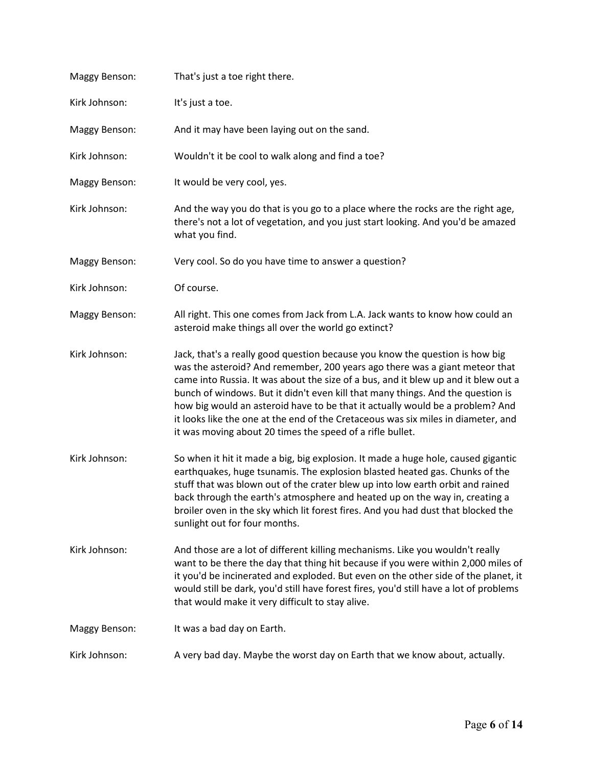Maggy Benson: That's just a toe right there.

Kirk Johnson: It's just a toe.

Maggy Benson: And it may have been laying out on the sand.

Kirk Johnson: Wouldn't it be cool to walk along and find a toe?

Maggy Benson: It would be very cool, yes.

Kirk Johnson: And the way you do that is you go to a place where the rocks are the right age, there's not a lot of vegetation, and you just start looking. And you'd be amazed what you find.

Maggy Benson: Very cool. So do you have time to answer a question?

Kirk Johnson: Of course.

Maggy Benson: All right. This one comes from Jack from L.A. Jack wants to know how could an asteroid make things all over the world go extinct?

Kirk Johnson: Jack, that's a really good question because you know the question is how big was the asteroid? And remember, 200 years ago there was a giant meteor that came into Russia. It was about the size of a bus, and it blew up and it blew out a bunch of windows. But it didn't even kill that many things. And the question is how big would an asteroid have to be that it actually would be a problem? And it looks like the one at the end of the Cretaceous was six miles in diameter, and it was moving about 20 times the speed of a rifle bullet.

Kirk Johnson: So when it hit it made a big, big explosion. It made a huge hole, caused gigantic earthquakes, huge tsunamis. The explosion blasted heated gas. Chunks of the stuff that was blown out of the crater blew up into low earth orbit and rained back through the earth's atmosphere and heated up on the way in, creating a broiler oven in the sky which lit forest fires. And you had dust that blocked the sunlight out for four months.

Kirk Johnson: And those are a lot of different killing mechanisms. Like you wouldn't really want to be there the day that thing hit because if you were within 2,000 miles of it you'd be incinerated and exploded. But even on the other side of the planet, it would still be dark, you'd still have forest fires, you'd still have a lot of problems that would make it very difficult to stay alive.

Maggy Benson: It was a bad day on Earth.

Kirk Johnson: A very bad day. Maybe the worst day on Earth that we know about, actually.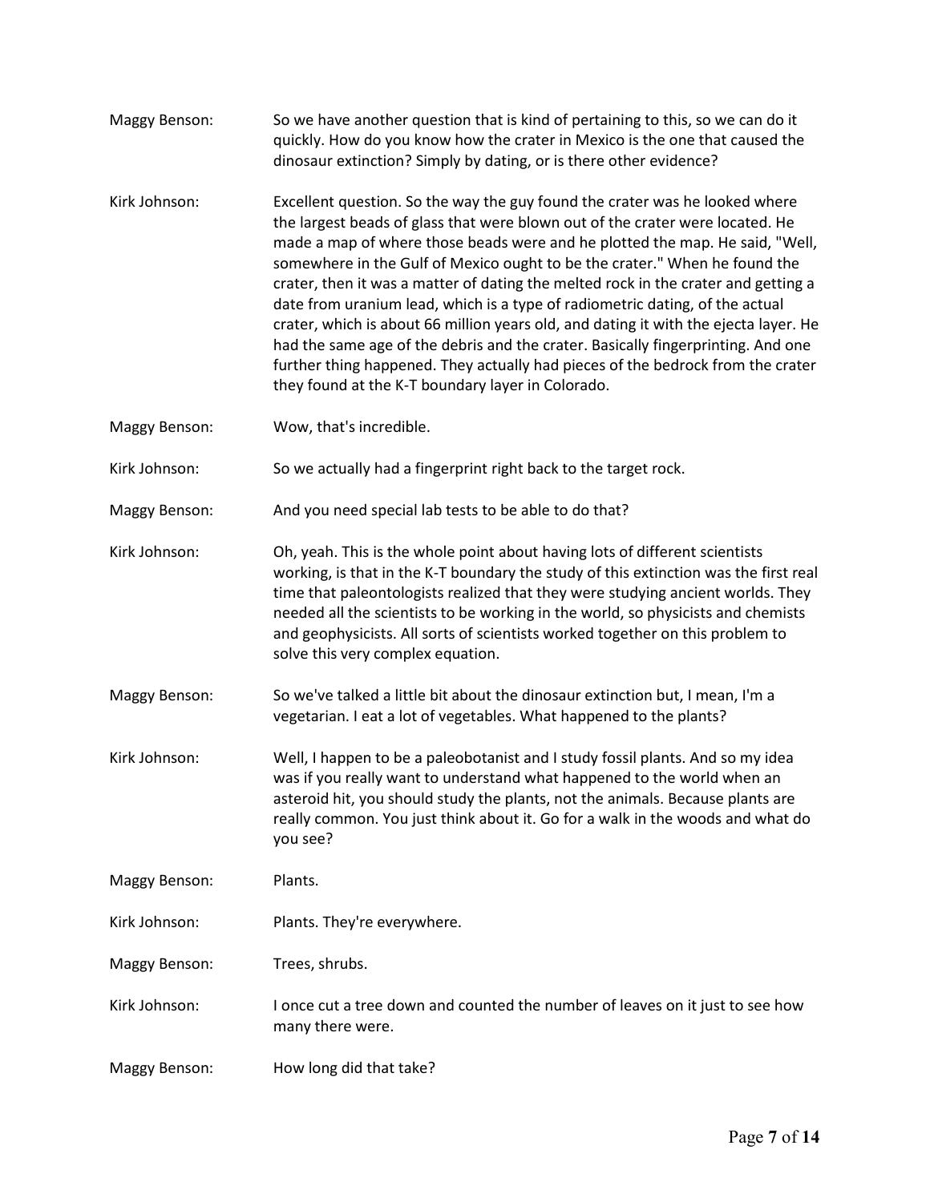Maggy Benson: So we have another question that is kind of pertaining to this, so we can do it quickly. How do you know how the crater in Mexico is the one that caused the dinosaur extinction? Simply by dating, or is there other evidence?

Kirk Johnson: Excellent question. So the way the guy found the crater was he looked where the largest beads of glass that were blown out of the crater were located. He made a map of where those beads were and he plotted the map. He said, "Well, somewhere in the Gulf of Mexico ought to be the crater." When he found the crater, then it was a matter of dating the melted rock in the crater and getting a date from uranium lead, which is a type of radiometric dating, of the actual crater, which is about 66 million years old, and dating it with the ejecta layer. He had the same age of the debris and the crater. Basically fingerprinting. And one further thing happened. They actually had pieces of the bedrock from the crater they found at the K-T boundary layer in Colorado.

Maggy Benson: Wow, that's incredible.

Kirk Johnson: So we actually had a fingerprint right back to the target rock.

Maggy Benson: And you need special lab tests to be able to do that?

Kirk Johnson: Oh, yeah. This is the whole point about having lots of different scientists working, is that in the K-T boundary the study of this extinction was the first real time that paleontologists realized that they were studying ancient worlds. They needed all the scientists to be working in the world, so physicists and chemists and geophysicists. All sorts of scientists worked together on this problem to solve this very complex equation.

Maggy Benson: So we've talked a little bit about the dinosaur extinction but, I mean, I'm a vegetarian. I eat a lot of vegetables. What happened to the plants?

Kirk Johnson: Well, I happen to be a paleobotanist and I study fossil plants. And so my idea was if you really want to understand what happened to the world when an asteroid hit, you should study the plants, not the animals. Because plants are really common. You just think about it. Go for a walk in the woods and what do you see?

Maggy Benson: Plants.

Kirk Johnson: Plants. They're everywhere.

Maggy Benson: Trees, shrubs.

Kirk Johnson: I once cut a tree down and counted the number of leaves on it just to see how many there were.

Maggy Benson: How long did that take?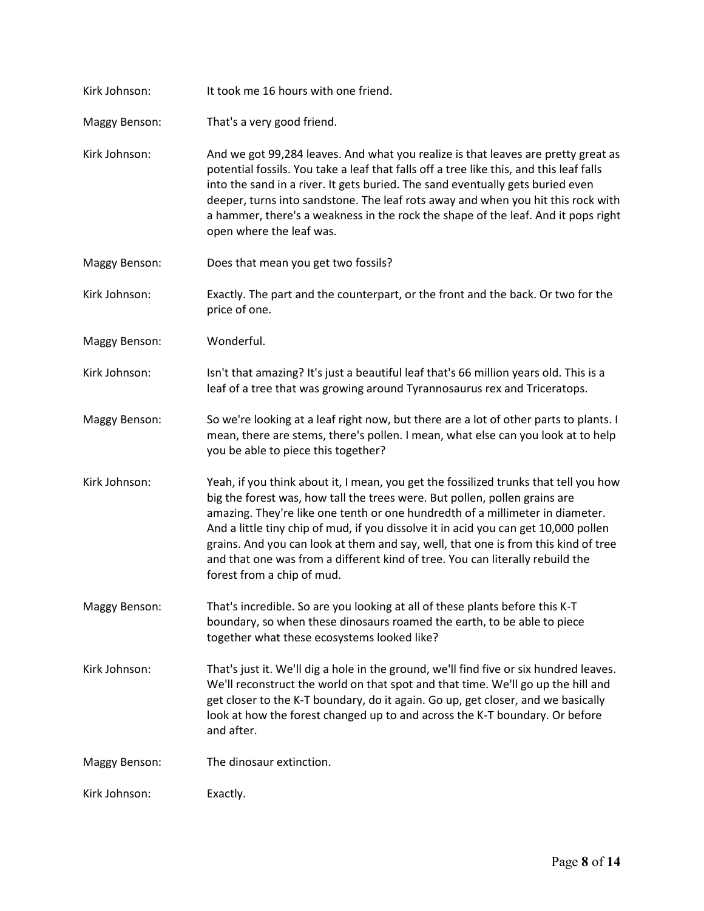Kirk Johnson: It took me 16 hours with one friend.

Maggy Benson: That's a very good friend.

Kirk Johnson: And we got 99,284 leaves. And what you realize is that leaves are pretty great as potential fossils. You take a leaf that falls off a tree like this, and this leaf falls into the sand in a river. It gets buried. The sand eventually gets buried even deeper, turns into sandstone. The leaf rots away and when you hit this rock with a hammer, there's a weakness in the rock the shape of the leaf. And it pops right open where the leaf was.

Maggy Benson: Does that mean you get two fossils?

Kirk Johnson: Exactly. The part and the counterpart, or the front and the back. Or two for the price of one.

Maggy Benson: Wonderful.

Kirk Johnson: Isn't that amazing? It's just a beautiful leaf that's 66 million years old. This is a leaf of a tree that was growing around Tyrannosaurus rex and Triceratops.

Maggy Benson: So we're looking at a leaf right now, but there are a lot of other parts to plants. I mean, there are stems, there's pollen. I mean, what else can you look at to help you be able to piece this together?

Kirk Johnson: Yeah, if you think about it, I mean, you get the fossilized trunks that tell you how big the forest was, how tall the trees were. But pollen, pollen grains are amazing. They're like one tenth or one hundredth of a millimeter in diameter. And a little tiny chip of mud, if you dissolve it in acid you can get 10,000 pollen grains. And you can look at them and say, well, that one is from this kind of tree and that one was from a different kind of tree. You can literally rebuild the forest from a chip of mud.

Maggy Benson: That's incredible. So are you looking at all of these plants before this K-T boundary, so when these dinosaurs roamed the earth, to be able to piece together what these ecosystems looked like?

Kirk Johnson: That's just it. We'll dig a hole in the ground, we'll find five or six hundred leaves. We'll reconstruct the world on that spot and that time. We'll go up the hill and get closer to the K-T boundary, do it again. Go up, get closer, and we basically look at how the forest changed up to and across the K-T boundary. Or before and after.

Maggy Benson: The dinosaur extinction.

Kirk Johnson: Exactly.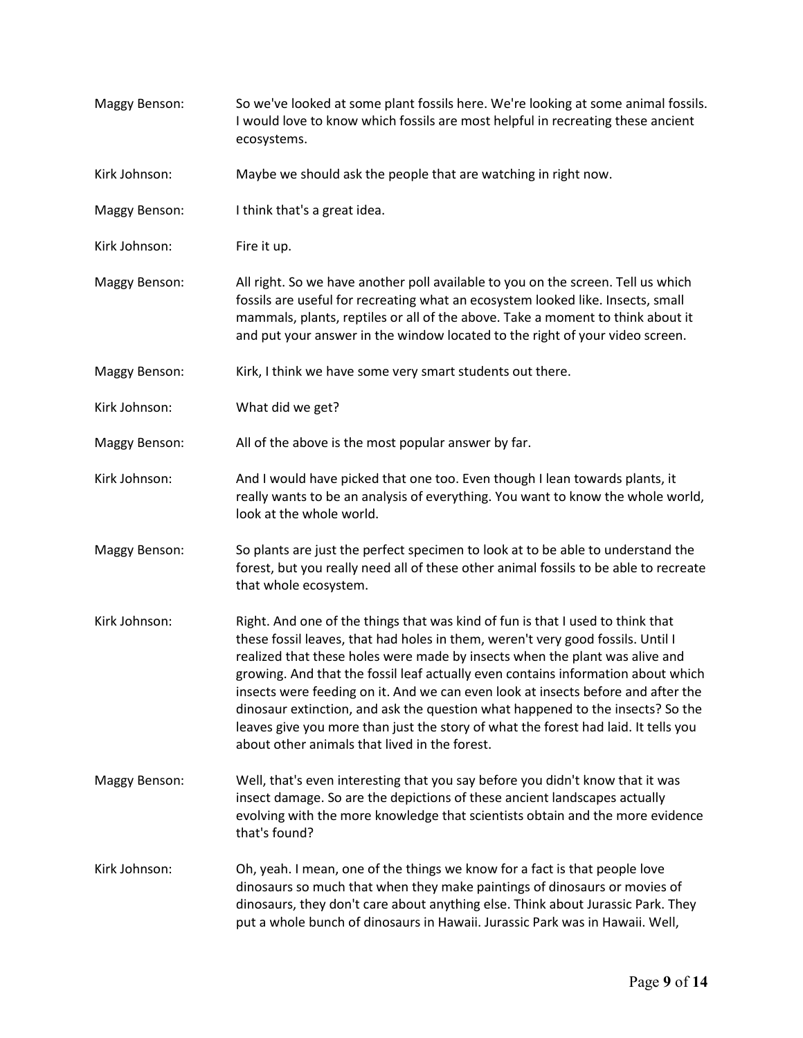Maggy Benson: So we've looked at some plant fossils here. We're looking at some animal fossils. I would love to know which fossils are most helpful in recreating these ancient ecosystems.

Kirk Johnson: Maybe we should ask the people that are watching in right now.

Maggy Benson: I think that's a great idea.

Kirk Johnson: Fire it up.

Maggy Benson: All right. So we have another poll available to you on the screen. Tell us which fossils are useful for recreating what an ecosystem looked like. Insects, small mammals, plants, reptiles or all of the above. Take a moment to think about it and put your answer in the window located to the right of your video screen.

Maggy Benson: Kirk, I think we have some very smart students out there.

Kirk Johnson: What did we get?

Maggy Benson: All of the above is the most popular answer by far.

Kirk Johnson: And I would have picked that one too. Even though I lean towards plants, it really wants to be an analysis of everything. You want to know the whole world, look at the whole world.

Maggy Benson: So plants are just the perfect specimen to look at to be able to understand the forest, but you really need all of these other animal fossils to be able to recreate that whole ecosystem.

Kirk Johnson: Right. And one of the things that was kind of fun is that I used to think that these fossil leaves, that had holes in them, weren't very good fossils. Until I realized that these holes were made by insects when the plant was alive and growing. And that the fossil leaf actually even contains information about which insects were feeding on it. And we can even look at insects before and after the dinosaur extinction, and ask the question what happened to the insects? So the leaves give you more than just the story of what the forest had laid. It tells you about other animals that lived in the forest.

Maggy Benson: Well, that's even interesting that you say before you didn't know that it was insect damage. So are the depictions of these ancient landscapes actually evolving with the more knowledge that scientists obtain and the more evidence that's found?

Kirk Johnson: Oh, yeah. I mean, one of the things we know for a fact is that people love dinosaurs so much that when they make paintings of dinosaurs or movies of dinosaurs, they don't care about anything else. Think about Jurassic Park. They put a whole bunch of dinosaurs in Hawaii. Jurassic Park was in Hawaii. Well,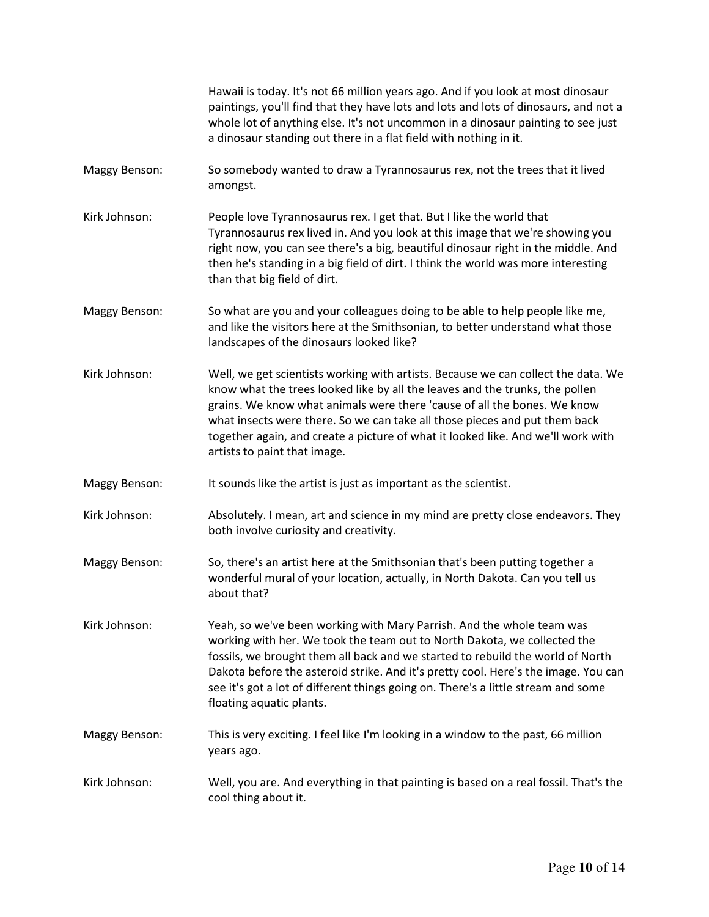Hawaii is today. It's not 66 million years ago. And if you look at most dinosaur paintings, you'll find that they have lots and lots and lots of dinosaurs, and not a whole lot of anything else. It's not uncommon in a dinosaur painting to see just a dinosaur standing out there in a flat field with nothing in it.

**Maggy Benson:** So somebody wanted to draw a Tyrannosaurus rex, not the trees that it lived amongst.

**Kirk Johnson:** People love Tyrannosaurus rex. I get that. But I like the world that Tyrannosaurus rex lived in. And you look at this image that we're showing you right now, you can see there's a big, beautiful dinosaur right in the middle. And then he's standing in a big field of dirt. I think the world was more interesting than that big field of dirt.

**Maggy Benson:** So what are you and your colleagues doing to be able to help people like me, and like the visitors here at the Smithsonian, to better understand what those landscapes of the dinosaurs looked like?

**Kirk Johnson:** Well, we get scientists working with artists. Because we can collect the data. We know what the trees looked like by all the leaves and the trunks, the pollen grains. We know what animals were there 'cause of all the bones. We know what insects were there. So we can take all those pieces and put them back together again, and create a picture of what it looked like. And we'll work with artists to paint that image.

**Maggy Benson:** It sounds like the artist is just as important as the scientist.

**Kirk Johnson:** Absolutely. I mean, art and science in my mind are pretty close endeavors. They both involve curiosity and creativity.

**Maggy Benson:** So, there's an artist here at the Smithsonian that's been putting together a wonderful mural of your location, actually, in North Dakota. Can you tell us about that?

**Kirk Johnson:** Yeah, so we've been working with Mary Parrish. And the whole team was working with her. We took the team out to North Dakota, we collected the fossils, we brought them all back and we started to rebuild the world of North Dakota before the asteroid strike. And it's pretty cool. Here's the image. You can see it's got a lot of different things going on. There's a little stream and some floating aquatic plants.

**Maggy Benson:** This is very exciting. I feel like I'm looking in a window to the past, 66 million years ago.

**Kirk Johnson:** Well, you are. And everything in that painting is based on a real fossil. That's the cool thing about it.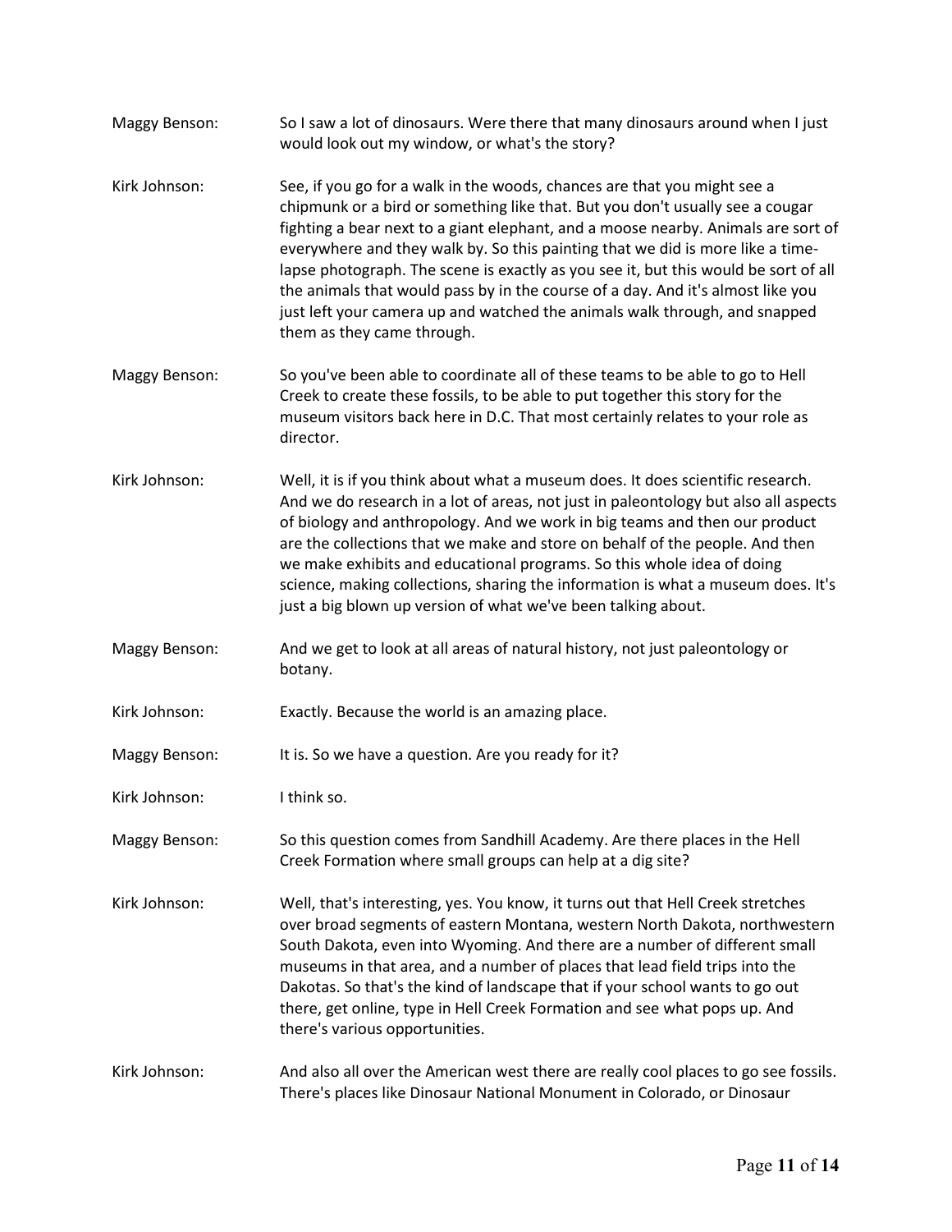Maggy Benson: So I saw a lot of dinosaurs. Were there that many dinosaurs around when I just would look out my window, or what's the story?

Kirk Johnson: See, if you go for a walk in the woods, chances are that you might see a chipmunk or a bird or something like that. But you don't usually see a cougar fighting a bear next to a giant elephant, and a moose nearby. Animals are sort of everywhere and they walk by. So this painting that we did is more like a time-lapse photograph. The scene is exactly as you see it, but this would be sort of all the animals that would pass by in the course of a day. And it's almost like you just left your camera up and watched the animals walk through, and snapped them as they came through.

Maggy Benson: So you've been able to coordinate all of these teams to be able to go to Hell Creek to create these fossils, to be able to put together this story for the museum visitors back here in D.C. That most certainly relates to your role as director.

Kirk Johnson: Well, it is if you think about what a museum does. It does scientific research. And we do research in a lot of areas, not just in paleontology but also all aspects of biology and anthropology. And we work in big teams and then our product are the collections that we make and store on behalf of the people. And then we make exhibits and educational programs. So this whole idea of doing science, making collections, sharing the information is what a museum does. It's just a big blown up version of what we've been talking about.

Maggy Benson: And we get to look at all areas of natural history, not just paleontology or botany.

Kirk Johnson: Exactly. Because the world is an amazing place.

Maggy Benson: It is. So we have a question. Are you ready for it?

Kirk Johnson: I think so.

Maggy Benson: So this question comes from Sandhill Academy. Are there places in the Hell Creek Formation where small groups can help at a dig site?

Kirk Johnson: Well, that's interesting, yes. You know, it turns out that Hell Creek stretches over broad segments of eastern Montana, western North Dakota, northwestern South Dakota, even into Wyoming. And there are a number of different small museums in that area, and a number of places that lead field trips into the Dakotas. So that's the kind of landscape that if your school wants to go out there, get online, type in Hell Creek Formation and see what pops up. And there's various opportunities.

Kirk Johnson: And also all over the American west there are really cool places to go see fossils. There's places like Dinosaur National Monument in Colorado, or Dinosaur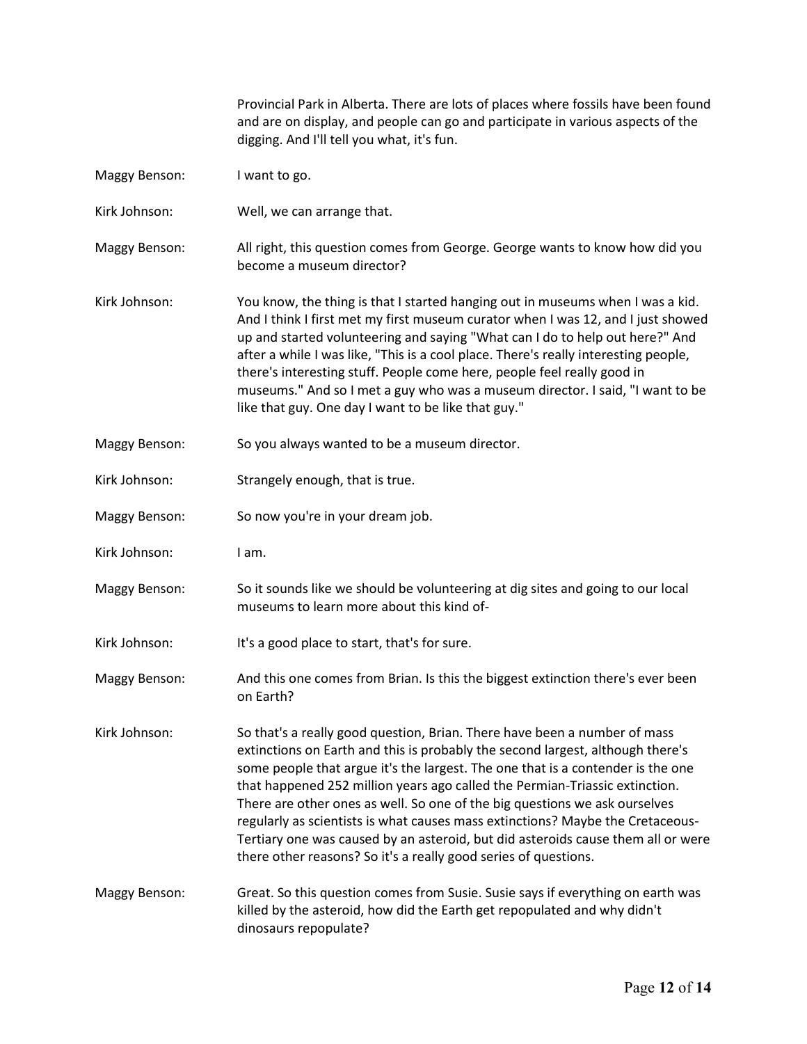Provincial Park in Alberta. There are lots of places where fossils have been found and are on display, and people can go and participate in various aspects of the digging. And I'll tell you what, it's fun.

Maggy Benson: I want to go.

Kirk Johnson: Well, we can arrange that.

Maggy Benson: All right, this question comes from George. George wants to know how did you become a museum director?

Kirk Johnson: You know, the thing is that I started hanging out in museums when I was a kid. And I think I first met my first museum curator when I was 12, and I just showed up and started volunteering and saying "What can I do to help out here?" And after a while I was like, "This is a cool place. There's really interesting people, there's interesting stuff. People come here, people feel really good in museums." And so I met a guy who was a museum director. I said, "I want to be like that guy. One day I want to be like that guy."

Maggy Benson: So you always wanted to be a museum director.

Kirk Johnson: Strangely enough, that is true.

Maggy Benson: So now you're in your dream job.

Kirk Johnson: I am.

Maggy Benson: So it sounds like we should be volunteering at dig sites and going to our local museums to learn more about this kind of-

Kirk Johnson: It's a good place to start, that's for sure.

Maggy Benson: And this one comes from Brian. Is this the biggest extinction there's ever been on Earth?

Kirk Johnson: So that's a really good question, Brian. There have been a number of mass extinctions on Earth and this is probably the second largest, although there's some people that argue it's the largest. The one that is a contender is the one that happened 252 million years ago called the Permian-Triassic extinction. There are other ones as well. So one of the big questions we ask ourselves regularly as scientists is what causes mass extinctions? Maybe the Cretaceous-Tertiary one was caused by an asteroid, but did asteroids cause them all or were there other reasons? So it's a really good series of questions.

Maggy Benson: Great. So this question comes from Susie. Susie says if everything on earth was killed by the asteroid, how did the Earth get repopulated and why didn't dinosaurs repopulate?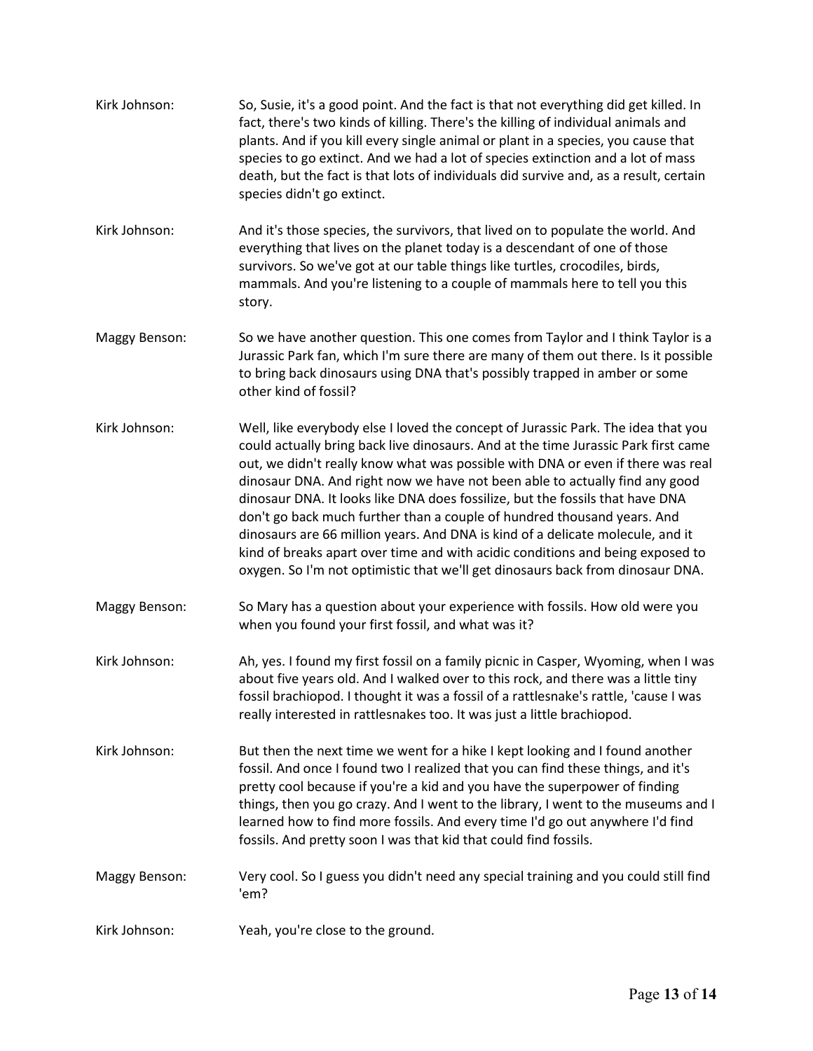Kirk Johnson: So, Susie, it's a good point. And the fact is that not everything did get killed. In fact, there's two kinds of killing. There's the killing of individual animals and plants. And if you kill every single animal or plant in a species, you cause that species to go extinct. And we had a lot of species extinction and a lot of mass death, but the fact is that lots of individuals did survive and, as a result, certain species didn't go extinct.

Kirk Johnson: And it's those species, the survivors, that lived on to populate the world. And everything that lives on the planet today is a descendant of one of those survivors. So we've got at our table things like turtles, crocodiles, birds, mammals. And you're listening to a couple of mammals here to tell you this story.

Maggy Benson: So we have another question. This one comes from Taylor and I think Taylor is a Jurassic Park fan, which I'm sure there are many of them out there. Is it possible to bring back dinosaurs using DNA that's possibly trapped in amber or some other kind of fossil?

Kirk Johnson: Well, like everybody else I loved the concept of Jurassic Park. The idea that you could actually bring back live dinosaurs. And at the time Jurassic Park first came out, we didn't really know what was possible with DNA or even if there was real dinosaur DNA. And right now we have not been able to actually find any good dinosaur DNA. It looks like DNA does fossilize, but the fossils that have DNA don't go back much further than a couple of hundred thousand years. And dinosaurs are 66 million years. And DNA is kind of a delicate molecule, and it kind of breaks apart over time and with acidic conditions and being exposed to oxygen. So I'm not optimistic that we'll get dinosaurs back from dinosaur DNA.

Maggy Benson: So Mary has a question about your experience with fossils. How old were you when you found your first fossil, and what was it?

Kirk Johnson: Ah, yes. I found my first fossil on a family picnic in Casper, Wyoming, when I was about five years old. And I walked over to this rock, and there was a little tiny fossil brachiopod. I thought it was a fossil of a rattlesnake's rattle, 'cause I was really interested in rattlesnakes too. It was just a little brachiopod.

Kirk Johnson: But then the next time we went for a hike I kept looking and I found another fossil. And once I found two I realized that you can find these things, and it's pretty cool because if you're a kid and you have the superpower of finding things, then you go crazy. And I went to the library, I went to the museums and I learned how to find more fossils. And every time I'd go out anywhere I'd find fossils. And pretty soon I was that kid that could find fossils.

Maggy Benson: Very cool. So I guess you didn't need any special training and you could still find 'em?

Kirk Johnson: Yeah, you're close to the ground.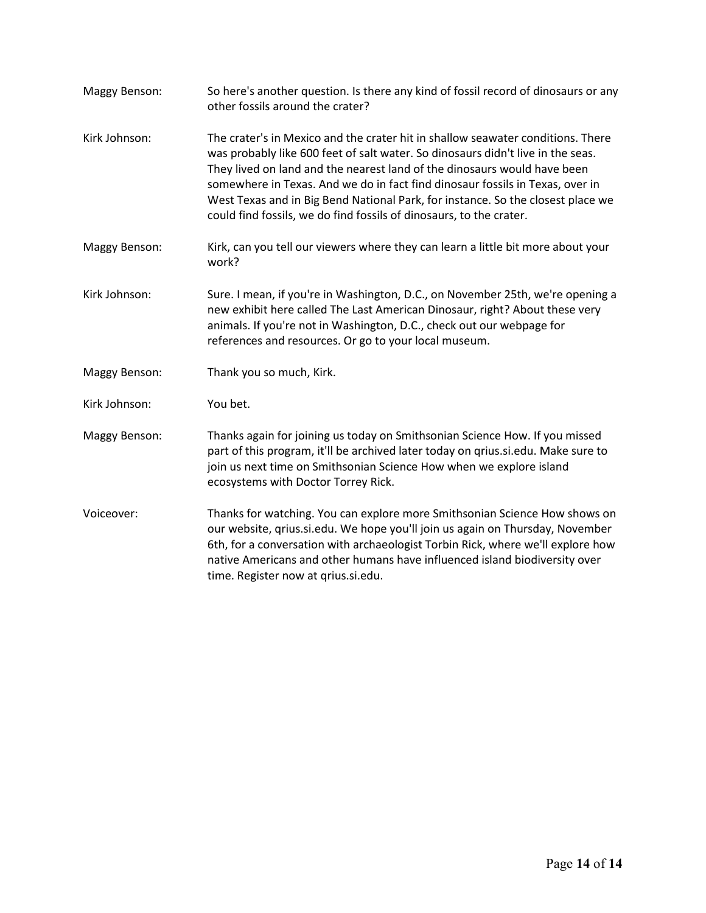Maggy Benson: So here's another question. Is there any kind of fossil record of dinosaurs or any other fossils around the crater?

Kirk Johnson: The crater's in Mexico and the crater hit in shallow seawater conditions. There was probably like 600 feet of salt water. So dinosaurs didn't live in the seas. They lived on land and the nearest land of the dinosaurs would have been somewhere in Texas. And we do in fact find dinosaur fossils in Texas, over in West Texas and in Big Bend National Park, for instance. So the closest place we could find fossils, we do find fossils of dinosaurs, to the crater.

Maggy Benson: Kirk, can you tell our viewers where they can learn a little bit more about your work?

Kirk Johnson: Sure. I mean, if you're in Washington, D.C., on November 25th, we're opening a new exhibit here called The Last American Dinosaur, right? About these very animals. If you're not in Washington, D.C., check out our webpage for references and resources. Or go to your local museum.

Maggy Benson: Thank you so much, Kirk.

Kirk Johnson: You bet.

Maggy Benson: Thanks again for joining us today on Smithsonian Science How. If you missed part of this program, it'll be archived later today on qrius.si.edu. Make sure to join us next time on Smithsonian Science How when we explore island ecosystems with Doctor Torrey Rick.

Voiceover: Thanks for watching. You can explore more Smithsonian Science How shows on our website, qrius.si.edu. We hope you'll join us again on Thursday, November 6th, for a conversation with archaeologist Torbin Rick, where we'll explore how native Americans and other humans have influenced island biodiversity over time. Register now at qrius.si.edu.